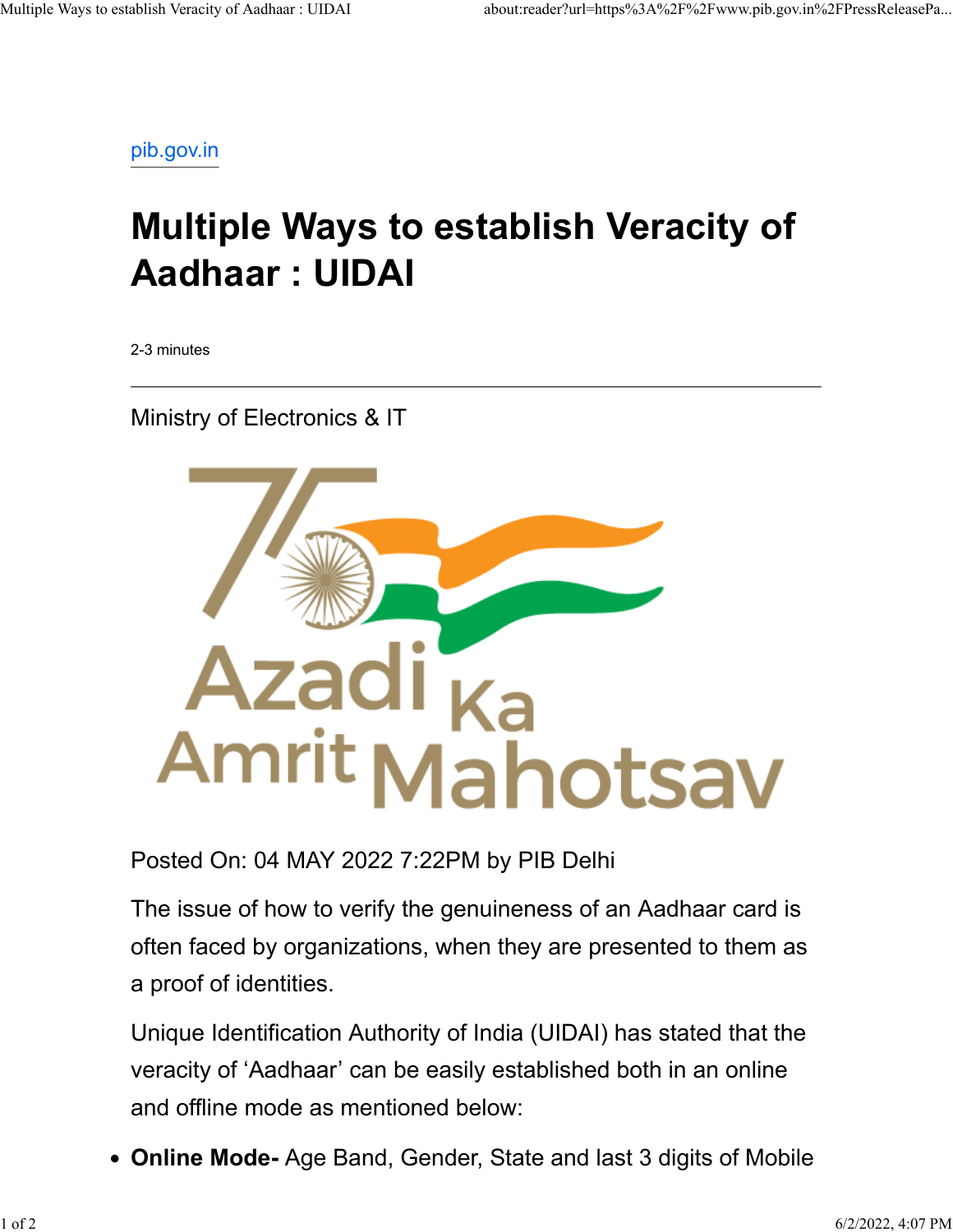pib.gov.in

# Multiple Ways to establish Veracity of Aadhaar : UIDAI

2-3 minutes

---

Ministry of Electronics & IT

Posted On: 04 MAY 2022 7:22PM by PIB Delhi

The issue of how to verify the genuineness of an Aadhaar card is often faced by organizations, when they are presented to them as a proof of identities.

Unique Identification Authority of India (UIDAI) has stated that the veracity of 'Aadhaar' can be easily established both in an online and offline mode as mentioned below:

- **Online Mode-** Age Band, Gender, State and last 3 digits of Mobile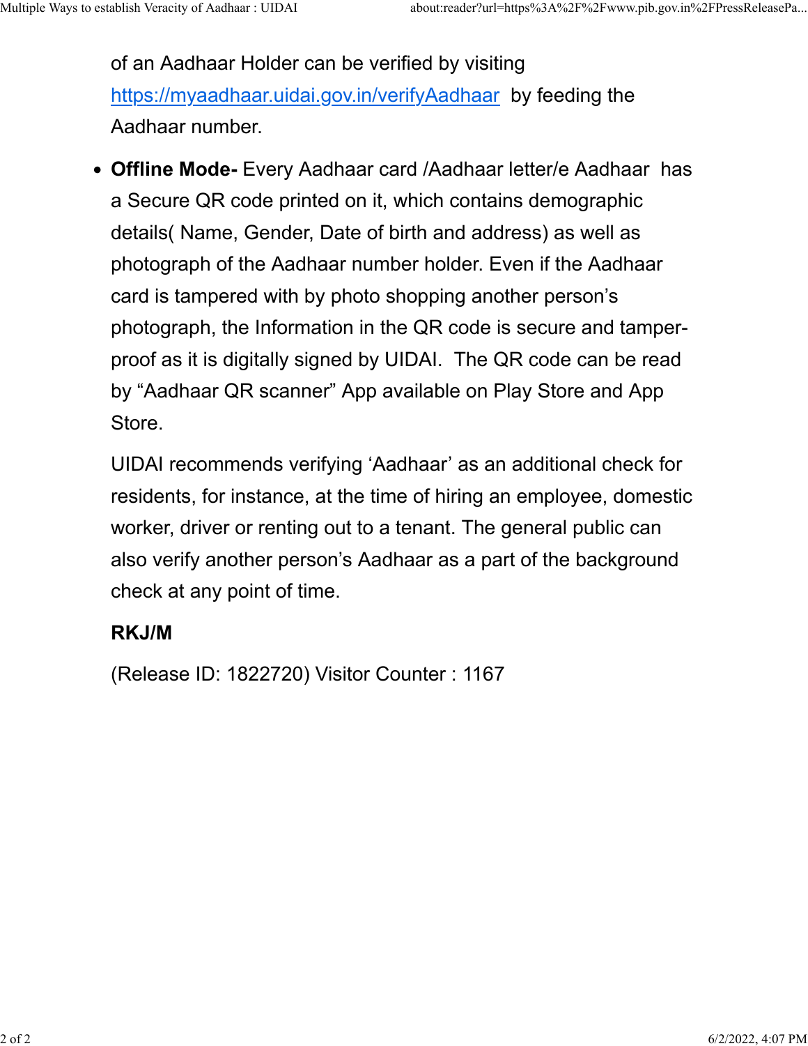of an Aadhaar Holder can be verified by visiting [https://myaadhaar.uidai.gov.in/verifyAadhaar](https://myaadhaar.uidai.gov.in/verifyAadhaar) by feeding the Aadhaar number.

- **Offline Mode-** Every Aadhaar card /Aadhaar letter/e Aadhaar has a Secure QR code printed on it, which contains demographic details( Name, Gender, Date of birth and address) as well as photograph of the Aadhaar number holder. Even if the Aadhaar card is tampered with by photo shopping another person's photograph, the Information in the QR code is secure and tamper-proof as it is digitally signed by UIDAI. The QR code can be read by "Aadhaar QR scanner" App available on Play Store and App Store.

UIDAI recommends verifying 'Aadhaar' as an additional check for residents, for instance, at the time of hiring an employee, domestic worker, driver or renting out to a tenant. The general public can also verify another person's Aadhaar as a part of the background check at any point of time.

**RKJ/M**

(Release ID: 1822720) Visitor Counter : 1167